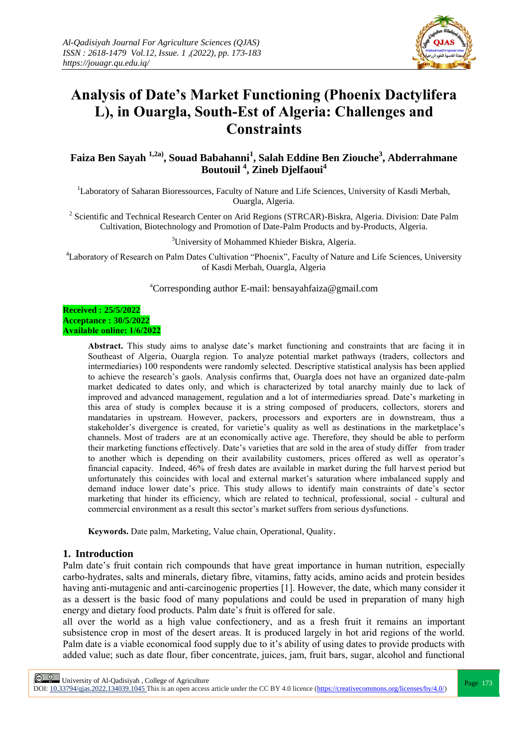# Analysis of Date's Market Functioning (Phoenix Dactylifera L), in Ouargla, South-Est of Algeria: Challenges and Constraints

**Faiza Ben Sayah [1,2a)], Souad Babahanni[1], Salah Eddine Ben Ziouche[3], Abderrahmane Boutouil [4], Zineb Djelfaoui[4]**

[1]Laboratory of Saharan Bioressources, Faculty of Nature and Life Sciences, University of Kasdi Merbah, Ouargla, Algeria.

[2] Scientific and Technical Research Center on Arid Regions (STRCAR)-Biskra, Algeria. Division: Date Palm Cultivation, Biotechnology and Promotion of Date-Palm Products and by-Products, Algeria.

[3]University of Mohammed Khieder Biskra, Algeria.

[4]Laboratory of Research on Palm Dates Cultivation "Phoenix", Faculty of Nature and Life Sciences, University of Kasdi Merbah, Ouargla, Algeria

[a]Corresponding author E-mail: bensayahfaiza@gmail.com

**Received : 25/5/2022**
**Acceptance : 30/5/2022**
**Available online: 1/6/2022**

**Abstract.** This study aims to analyse date's market functioning and constraints that are facing it in Southeast of Algeria, Ouargla region. To analyze potential market pathways (traders, collectors and intermediaries) 100 respondents were randomly selected. Descriptive statistical analysis has been applied to achieve the research's gaols. Analysis confirms that, Ouargla does not have an organized date-palm market dedicated to dates only, and which is characterized by total anarchy mainly due to lack of improved and advanced management, regulation and a lot of intermediaries spread. Date's marketing in this area of study is complex because it is a string composed of producers, collectors, storers and mandataries in upstream. However, packers, processors and exporters are in downstream, thus a stakeholder's divergence is created, for varietie's quality as well as destinations in the marketplace's channels. Most of traders are at an economically active age. Therefore, they should be able to perform their marketing functions effectively. Date's varieties that are sold in the area of study differ from trader to another which is depending on their availability customers, prices offered as well as operator's financial capacity. Indeed, 46% of fresh dates are available in market during the full harvest period but unfortunately this coincides with local and external market's saturation where imbalanced supply and demand induce lower date's price. This study allows to identify main constraints of date's sector marketing that hinder its efficiency, which are related to technical, professional, social - cultural and commercial environment as a result this sector's market suffers from serious dysfunctions.

**Keywords.** Date palm, Marketing, Value chain, Operational, Quality.

## 1. Introduction

Palm date's fruit contain rich compounds that have great importance in human nutrition, especially carbo-hydrates, salts and minerals, dietary fibre, vitamins, fatty acids, amino acids and protein besides having anti-mutagenic and anti-carcinogenic properties [1]. However, the date, which many consider it as a dessert is the basic food of many populations and could be used in preparation of many high energy and dietary food products. Palm date's fruit is offered for sale.

all over the world as a high value confectionery, and as a fresh fruit it remains an important subsistence crop in most of the desert areas. It is produced largely in hot arid regions of the world. Palm date is a viable economical food supply due to it's ability of using dates to provide products with added value; such as date flour, fiber concentrate, juices, jam, fruit bars, sugar, alcohol and functional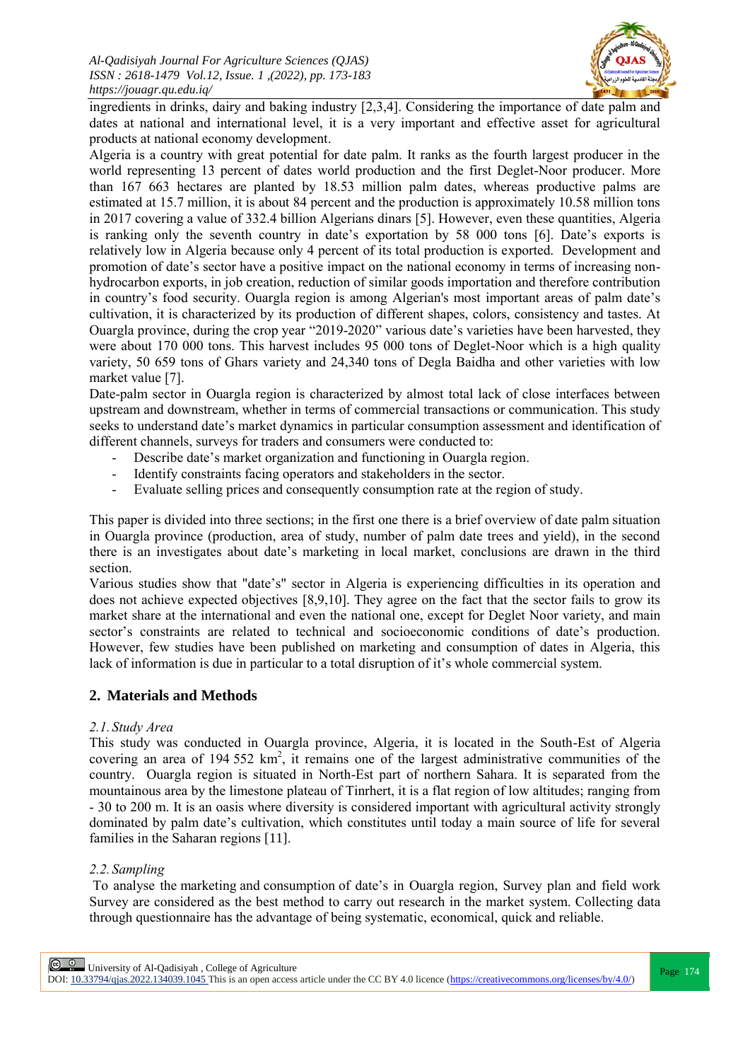ingredients in drinks, dairy and baking industry [2,3,4]. Considering the importance of date palm and dates at national and international level, it is a very important and effective asset for agricultural products at national economy development.

Algeria is a country with great potential for date palm. It ranks as the fourth largest producer in the world representing 13 percent of dates world production and the first Deglet-Noor producer. More than 167 663 hectares are planted by 18.53 million palm dates, whereas productive palms are estimated at 15.7 million, it is about 84 percent and the production is approximately 10.58 million tons in 2017 covering a value of 332.4 billion Algerians dinars [5]. However, even these quantities, Algeria is ranking only the seventh country in date's exportation by 58 000 tons [6]. Date's exports is relatively low in Algeria because only 4 percent of its total production is exported. Development and promotion of date's sector have a positive impact on the national economy in terms of increasing non-hydrocarbon exports, in job creation, reduction of similar goods importation and therefore contribution in country's food security. Ouargla region is among Algerian's most important areas of palm date's cultivation, it is characterized by its production of different shapes, colors, consistency and tastes. At Ouargla province, during the crop year "2019-2020" various date's varieties have been harvested, they were about 170 000 tons. This harvest includes 95 000 tons of Deglet-Noor which is a high quality variety, 50 659 tons of Ghars variety and 24,340 tons of Degla Baidha and other varieties with low market value [7].

Date-palm sector in Ouargla region is characterized by almost total lack of close interfaces between upstream and downstream, whether in terms of commercial transactions or communication. This study seeks to understand date's market dynamics in particular consumption assessment and identification of different channels, surveys for traders and consumers were conducted to:

- Describe date's market organization and functioning in Ouargla region.
- Identify constraints facing operators and stakeholders in the sector.
- Evaluate selling prices and consequently consumption rate at the region of study.

This paper is divided into three sections; in the first one there is a brief overview of date palm situation in Ouargla province (production, area of study, number of palm date trees and yield), in the second there is an investigates about date's marketing in local market, conclusions are drawn in the third section.

Various studies show that "date's" sector in Algeria is experiencing difficulties in its operation and does not achieve expected objectives [8,9,10]. They agree on the fact that the sector fails to grow its market share at the international and even the national one, except for Deglet Noor variety, and main sector's constraints are related to technical and socioeconomic conditions of date's production. However, few studies have been published on marketing and consumption of dates in Algeria, this lack of information is due in particular to a total disruption of it's whole commercial system.

## 2. Materials and Methods

### *2.1. Study Area*

This study was conducted in Ouargla province, Algeria, it is located in the South-Est of Algeria covering an area of 194 552 km$^2$, it remains one of the largest administrative communities of the country. Ouargla region is situated in North-Est part of northern Sahara. It is separated from the mountainous area by the limestone plateau of Tinrhert, it is a flat region of low altitudes; ranging from - 30 to 200 m. It is an oasis where diversity is considered important with agricultural activity strongly dominated by palm date's cultivation, which constitutes until today a main source of life for several families in the Saharan regions [11].

### *2.2. Sampling*

To analyse the marketing and consumption of date's in Ouargla region, Survey plan and field work Survey are considered as the best method to carry out research in the market system. Collecting data through questionnaire has the advantage of being systematic, economical, quick and reliable.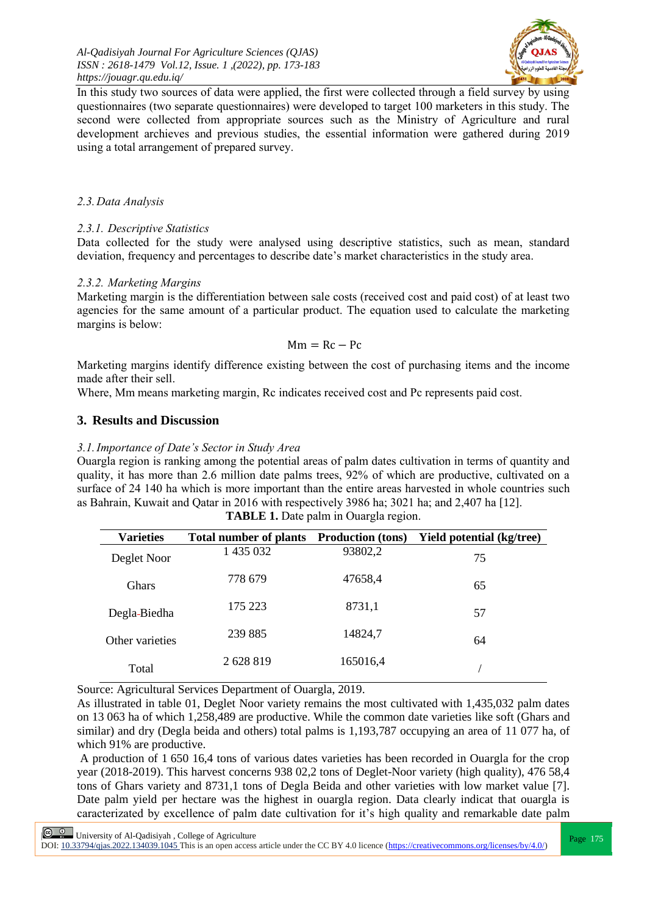In this study two sources of data were applied, the first were collected through a field survey by using questionnaires (two separate questionnaires) were developed to target 100 marketers in this study. The second were collected from appropriate sources such as the Ministry of Agriculture and rural development archieves and previous studies, the essential information were gathered during 2019 using a total arrangement of prepared survey.

### *2.3. Data Analysis*

#### *2.3.1. Descriptive Statistics*

Data collected for the study were analysed using descriptive statistics, such as mean, standard deviation, frequency and percentages to describe date's market characteristics in the study area.

#### *2.3.2. Marketing Margins*

Marketing margin is the differentiation between sale costs (received cost and paid cost) of at least two agencies for the same amount of a particular product. The equation used to calculate the marketing margins is below:

$$Mm = Rc - Pc$$

Marketing margins identify difference existing between the cost of purchasing items and the income made after their sell.

Where, Mm means marketing margin, Rc indicates received cost and Pc represents paid cost.

## 3. Results and Discussion

### *3.1. Importance of Date's Sector in Study Area*

Ouargla region is ranking among the potential areas of palm dates cultivation in terms of quantity and quality, it has more than 2.6 million date palms trees, 92% of which are productive, cultivated on a surface of 24 140 ha which is more important than the entire areas harvested in whole countries such as Bahrain, Kuwait and Qatar in 2016 with respectively 3986 ha; 3021 ha; and 2,407 ha [12].

**TABLE 1.** Date palm in Ouargla region.

| Varieties | Total number of plants | Production (tons) | Yield potential (kg/tree) |
|---|---|---|---|
| Deglet Noor | 1 435 032 | 93802,2 | 75 |
| Ghars | 778 679 | 47658,4 | 65 |
| Degla-Biedha | 175 223 | 8731,1 | 57 |
| Other varieties | 239 885 | 14824,7 | 64 |
| Total | 2 628 819 | 165016,4 | / |

Source: Agricultural Services Department of Ouargla, 2019.

As illustrated in table 01, Deglet Noor variety remains the most cultivated with 1,435,032 palm dates on 13 063 ha of which 1,258,489 are productive. While the common date varieties like soft (Ghars and similar) and dry (Degla beida and others) total palms is 1,193,787 occupying an area of 11 077 ha, of which 91% are productive.

A production of 1 650 16,4 tons of various dates varieties has been recorded in Ouargla for the crop year (2018-2019). This harvest concerns 938 02,2 tons of Deglet-Noor variety (high quality), 476 58,4 tons of Ghars variety and 8731,1 tons of Degla Beida and other varieties with low market value [7]. Date palm yield per hectare was the highest in ouargla region. Data clearly indicat that ouargla is caracterizated by excellence of palm date cultivation for it's high quality and remarkable date palm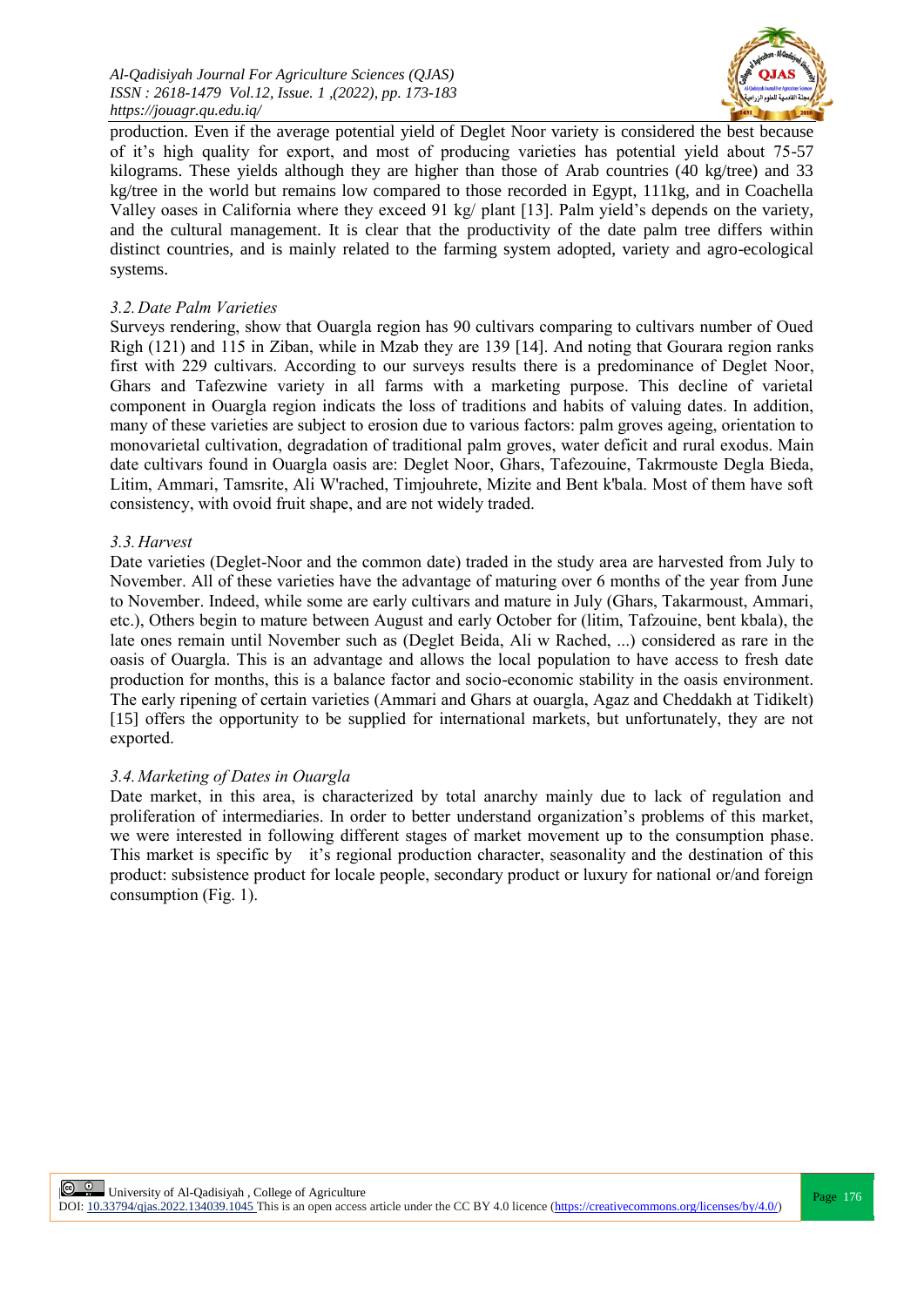production. Even if the average potential yield of Deglet Noor variety is considered the best because of it's high quality for export, and most of producing varieties has potential yield about 75-57 kilograms. These yields although they are higher than those of Arab countries (40 kg/tree) and 33 kg/tree in the world but remains low compared to those recorded in Egypt, 111kg, and in Coachella Valley oases in California where they exceed 91 kg/ plant [13]. Palm yield's depends on the variety, and the cultural management. It is clear that the productivity of the date palm tree differs within distinct countries, and is mainly related to the farming system adopted, variety and agro-ecological systems.

### *3.2. Date Palm Varieties*

Surveys rendering, show that Ouargla region has 90 cultivars comparing to cultivars number of Oued Righ (121) and 115 in Ziban, while in Mzab they are 139 [14]. And noting that Gourara region ranks first with 229 cultivars. According to our surveys results there is a predominance of Deglet Noor, Ghars and Tafezwine variety in all farms with a marketing purpose. This decline of varietal component in Ouargla region indicats the loss of traditions and habits of valuing dates. In addition, many of these varieties are subject to erosion due to various factors: palm groves ageing, orientation to monovarietal cultivation, degradation of traditional palm groves, water deficit and rural exodus. Main date cultivars found in Ouargla oasis are: Deglet Noor, Ghars, Tafezouine, Takrmouste Degla Bieda, Litim, Ammari, Tamsrite, Ali W'rached, Timjouhrete, Mizite and Bent k'bala. Most of them have soft consistency, with ovoid fruit shape, and are not widely traded.

### *3.3. Harvest*

Date varieties (Deglet-Noor and the common date) traded in the study area are harvested from July to November. All of these varieties have the advantage of maturing over 6 months of the year from June to November. Indeed, while some are early cultivars and mature in July (Ghars, Takarmoust, Ammari, etc.), Others begin to mature between August and early October for (litim, Tafzouine, bent kbala), the late ones remain until November such as (Deglet Beida, Ali w Rached, ...) considered as rare in the oasis of Ouargla. This is an advantage and allows the local population to have access to fresh date production for months, this is a balance factor and socio-economic stability in the oasis environment. The early ripening of certain varieties (Ammari and Ghars at ouargla, Agaz and Cheddakh at Tidikelt) [15] offers the opportunity to be supplied for international markets, but unfortunately, they are not exported.

### *3.4. Marketing of Dates in Ouargla*

Date market, in this area, is characterized by total anarchy mainly due to lack of regulation and proliferation of intermediaries. In order to better understand organization's problems of this market, we were interested in following different stages of market movement up to the consumption phase. This market is specific by it's regional production character, seasonality and the destination of this product: subsistence product for locale people, secondary product or luxury for national or/and foreign consumption (Fig. 1).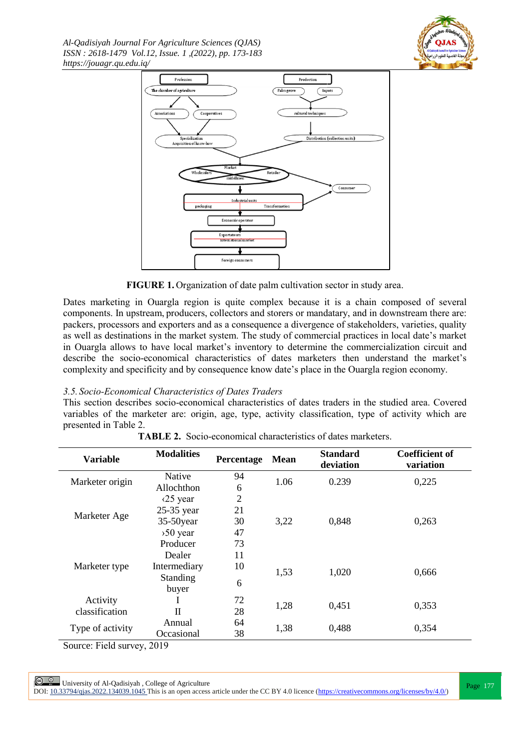**FIGURE 1.** Organization of date palm cultivation sector in study area.

Dates marketing in Ouargla region is quite complex because it is a chain composed of several components. In upstream, producers, collectors and storers or mandatary, and in downstream there are: packers, processors and exporters and in consequence a divergence of stakeholders, varieties, quality as well as destinations in the market system. The study of commercial practices in local date's market in Ouargla allows to have local market's inventory to determine the commercialization circuit and describe the socio-economical characteristics of dates marketers then understand the market's complexity and specificity and by consequence know date's place in the Ouargla region economy.

### *3.5. Socio-Economical Characteristics of Dates Traders*

This section describes socio-economical characteristics of dates traders in the studied area. Covered variables of the marketer are: origin, age, type, activity classification, type of activity which are presented in Table 2.

**TABLE 2.** Socio-economical characteristics of dates marketers.

| Variable | Modalities | Percentage | Mean | Standard deviation | Coefficient of variation |
|---|---|---|---|---|---|
| Marketer origin | Native | 94 | 1.06 | 0.239 | 0,225 |
| | Allochthon | 6 | | | |
| Marketer Age | ‹25 year | 2 | 3,22 | 0,848 | 0,263 |
| | 25-35 year | 21 | | | |
| | 35-50year | 30 | | | |
| | ›50 year | 47 | | | |
| Marketer type | Producer | 73 | 1,53 | 1,020 | 0,666 |
| | Dealer | 11 | | | |
| | Intermediary | 10 | | | |
| | Standing buyer | 6 | | | |
| Activity classification | I | 72 | 1,28 | 0,451 | 0,353 |
| | II | 28 | | | |
| Type of activity | Annual | 64 | 1,38 | 0,488 | 0,354 |
| | Occasional | 38 | | | |

Source: Field survey, 2019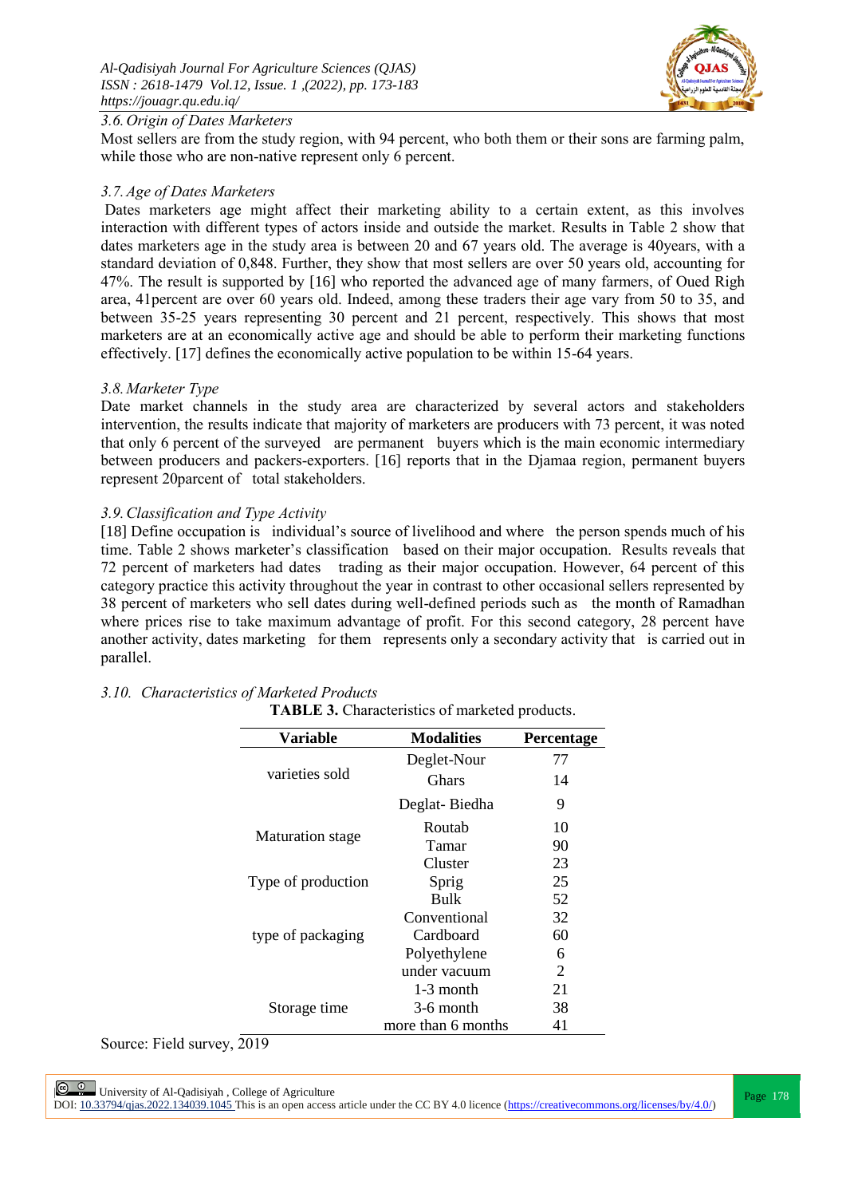### *3.6. Origin of Dates Marketers*

Most sellers are from the study region, with 94 percent, who both them or their sons are farming palm, while those who are non-native represent only 6 percent.

### *3.7. Age of Dates Marketers*

Dates marketers age might affect their marketing ability to a certain extent, as this involves interaction with different types of actors inside and outside the market. Results in Table 2 show that dates marketers age in the study area is between 20 and 67 years old. The average is 40years, with a standard deviation of 0,848. Further, they show that most sellers are over 50 years old, accounting for 47%. The result is supported by [16] who reported the advanced age of many farmers, of Oued Righ area, 41percent are over 60 years old. Indeed, among these traders their age vary from 50 to 35, and between 35-25 years representing 30 percent and 21 percent, respectively. This shows that most marketers are at an economically active age and should be able to perform their marketing functions effectively. [17] defines the economically active population to be within 15-64 years.

### *3.8. Marketer Type*

Date market channels in the study area are characterized by several actors and stakeholders intervention, the results indicate that majority of marketers are producers with 73 percent, it was noted that only 6 percent of the surveyed are permanent buyers which is the main economic intermediary between producers and packers-exporters. [16] reports that in the Djamaa region, permanent buyers represent 20parcent of total stakeholders.

### *3.9. Classification and Type Activity*

[18] Define occupation is individual's source of livelihood and where the person spends much of his time. Table 2 shows marketer's classification based on their major occupation. Results reveals that 72 percent of marketers had dates trading as their major occupation. However, 64 percent of this category practice this activity throughout the year in contrast to other occasional sellers represented by 38 percent of marketers who sell dates during well-defined periods such as the month of Ramadhan where prices rise to take maximum advantage of profit. For this second category, 28 percent have another activity, dates marketing for them represents only a secondary activity that is carried out in parallel.

### *3.10. Characteristics of Marketed Products*

**TABLE 3.** Characteristics of marketed products.

| Variable | Modalities | Percentage |
|---|---|---|
| varieties sold | Deglet-Nour | 77 |
| | Ghars | 14 |
| | Deglat- Biedha | 9 |
| Maturation stage | Routab | 10 |
| | Tamar | 90 |
| Type of production | Cluster | 23 |
| | Sprig | 25 |
| | Bulk | 52 |
| type of packaging | Conventional | 32 |
| | Cardboard | 60 |
| | Polyethylene | 6 |
| | under vacuum | 2 |
| Storage time | 1-3 month | 21 |
| | 3-6 month | 38 |
| | more than 6 months | 41 |

Source: Field survey, 2019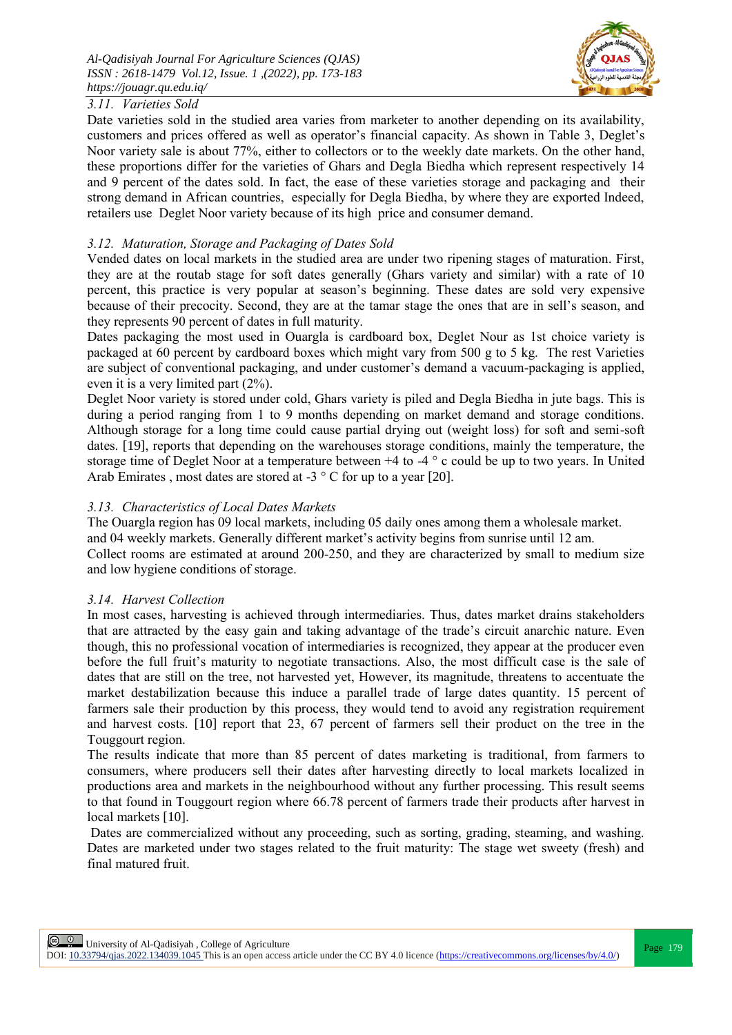### 3.11. Varieties Sold

Date varieties sold in the studied area varies from marketer to another depending on its availability, customers and prices offered as well as operator's financial capacity. As shown in Table 3, Deglet's Noor variety sale is about 77%, either to collectors or to the weekly date markets. On the other hand, these proportions differ for the varieties of Ghars and Degla Biedha which represent respectively 14 and 9 percent of the dates sold. In fact, the ease of these varieties storage and packaging and their strong demand in African countries, especially for Degla Biedha, by where they are exported Indeed, retailers use Deglet Noor variety because of its high price and consumer demand.

### 3.12. Maturation, Storage and Packaging of Dates Sold

Vended dates on local markets in the studied area are under two ripening stages of maturation. First, they are at the routab stage for soft dates generally (Ghars variety and similar) with a rate of 10 percent, this practice is very popular at season's beginning. These dates are sold very expensive because of their precocity. Second, they are at the tamar stage the ones that are in sell's season, and they represents 90 percent of dates in full maturity.

Dates packaging the most used in Ouargla is cardboard box, Deglet Nour as 1st choice variety is packaged at 60 percent by cardboard boxes which might vary from 500 g to 5 kg. The rest Varieties are subject of conventional packaging, and under customer's demand a vacuum-packaging is applied, even it is a very limited part (2%).

Deglet Noor variety is stored under cold, Ghars variety is piled and Degla Biedha in jute bags. This is during a period ranging from 1 to 9 months depending on market demand and storage conditions. Although storage for a long time could cause partial drying out (weight loss) for soft and semi-soft dates. [19], reports that depending on the warehouses storage conditions, mainly the temperature, the storage time of Deglet Noor at a temperature between +4 to -4 ° c could be up to two years. In United Arab Emirates , most dates are stored at -3 ° C for up to a year [20].

### 3.13. Characteristics of Local Dates Markets

The Ouargla region has 09 local markets, including 05 daily ones among them a wholesale market. and 04 weekly markets. Generally different market's activity begins from sunrise until 12 am.

Collect rooms are estimated at around 200-250, and they are characterized by small to medium size and low hygiene conditions of storage.

### 3.14. Harvest Collection

In most cases, harvesting is achieved through intermediaries. Thus, dates market drains stakeholders that are attracted by the easy gain and taking advantage of the trade's circuit anarchic nature. Even though, this no professional vocation of intermediaries is recognized, they appear at the producer even before the full fruit's maturity to negotiate transactions. Also, the most difficult case is the sale of dates that are still on the tree, not harvested yet, However, its magnitude, threatens to accentuate the market destabilization because this induce a parallel trade of large dates quantity. 15 percent of farmers sale their production by this process, they would tend to avoid any registration requirement and harvest costs. [10] report that 23, 67 percent of farmers sell their product on the tree in the Touggourt region.

The results indicate that more than 85 percent of dates marketing is traditional, from farmers to consumers, where producers sell their dates after harvesting directly to local markets localized in productions area and markets in the neighbourhood without any further processing. This result seems to that found in Touggourt region where 66.78 percent of farmers trade their products after harvest in local markets [10].

Dates are commercialized without any proceeding, such as sorting, grading, steaming, and washing. Dates are marketed under two stages related to the fruit maturity: The stage wet sweety (fresh) and final matured fruit.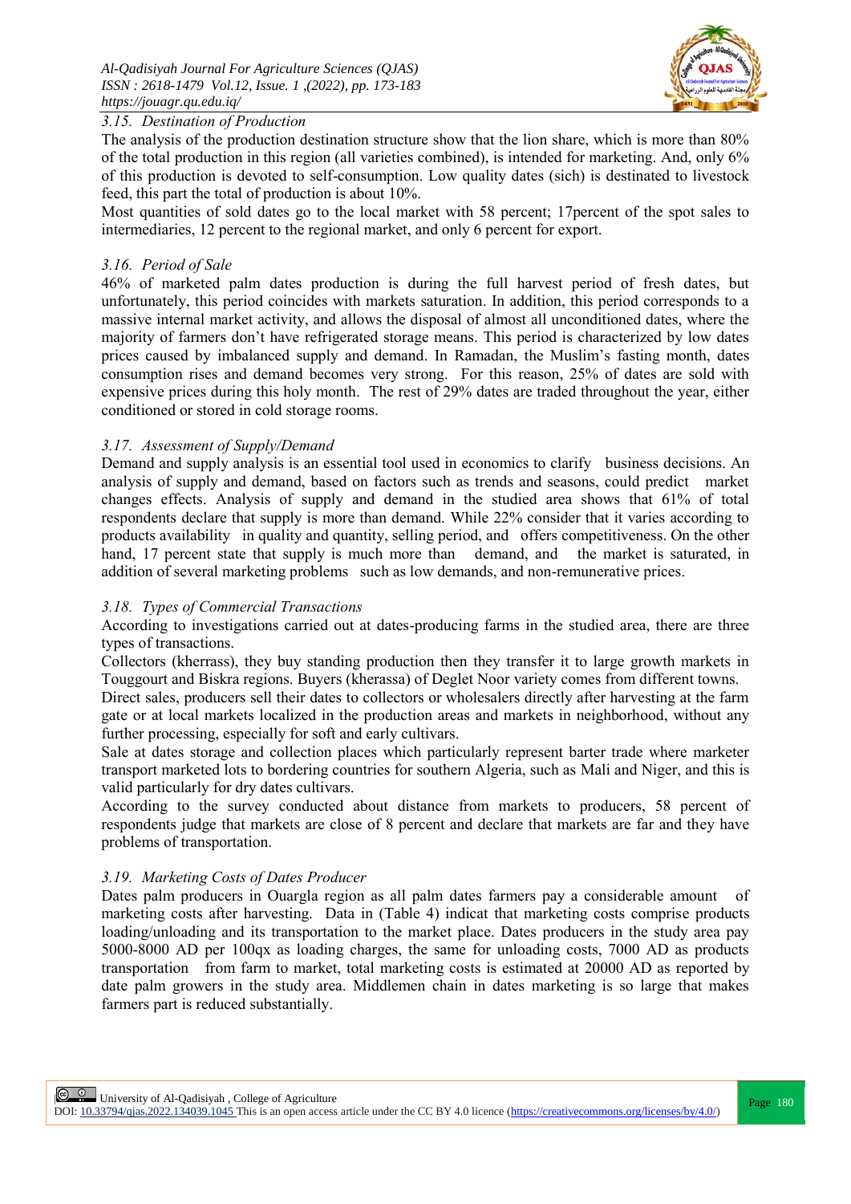### 3.15. Destination of Production

The analysis of the production destination structure show that the lion share, which is more than 80% of the total production in this region (all varieties combined), is intended for marketing. And, only 6% of this production is devoted to self-consumption. Low quality dates (sich) is destinated to livestock feed, this part the total of production is about 10%.

Most quantities of sold dates go to the local market with 58 percent; 17percent of the spot sales to intermediaries, 12 percent to the regional market, and only 6 percent for export.

### 3.16. Period of Sale

46% of marketed palm dates production is during the full harvest period of fresh dates, but unfortunately, this period coincides with markets saturation. In addition, this period corresponds to a massive internal market activity, and allows the disposal of almost all unconditioned dates, where the majority of farmers don't have refrigerated storage means. This period is characterized by low dates prices caused by imbalanced supply and demand. In Ramadan, the Muslim's fasting month, dates consumption rises and demand becomes very strong. For this reason, 25% of dates are sold with expensive prices during this holy month. The rest of 29% dates are traded throughout the year, either conditioned or stored in cold storage rooms.

### 3.17. Assessment of Supply/Demand

Demand and supply analysis is an essential tool used in economics to clarify business decisions. An analysis of supply and demand, based on factors such as trends and seasons, could predict market changes effects. Analysis of supply and demand in the studied area shows that 61% of total respondents declare that supply is more than demand. While 22% consider that it varies according to products availability in quality and quantity, selling period, and offers competitiveness. On the other hand, 17 percent state that supply is much more than demand, and the market is saturated, in addition of several marketing problems such as low demands, and non-remunerative prices.

### 3.18. Types of Commercial Transactions

According to investigations carried out at dates-producing farms in the studied area, there are three types of transactions.

Collectors (kherrass), they buy standing production then they transfer it to large growth markets in Touggourt and Biskra regions. Buyers (kherassa) of Deglet Noor variety comes from different towns.

Direct sales, producers sell their dates to collectors or wholesalers directly after harvesting at the farm gate or at local markets localized in the production areas and markets in neighborhood, without any further processing, especially for soft and early cultivars.

Sale at dates storage and collection places which particularly represent barter trade where marketer transport marketed lots to bordering countries for southern Algeria, such as Mali and Niger, and this is valid particularly for dry dates cultivars.

According to the survey conducted about distance from markets to producers, 58 percent of respondents judge that markets are close of 8 percent and declare that markets are far and they have problems of transportation.

### 3.19. Marketing Costs of Dates Producer

Dates palm producers in Ouargla region as all palm dates farmers pay a considerable amount of marketing costs after harvesting. Data in (Table 4) indicat that marketing costs comprise products loading/unloading and its transportation to the market place. Dates producers in the study area pay 5000-8000 AD per 100qx as loading charges, the same for unloading costs, 7000 AD as products transportation from farm to market, total marketing costs is estimated at 20000 AD as reported by date palm growers in the study area. Middlemen chain in dates marketing is so large that makes farmers part is reduced substantially.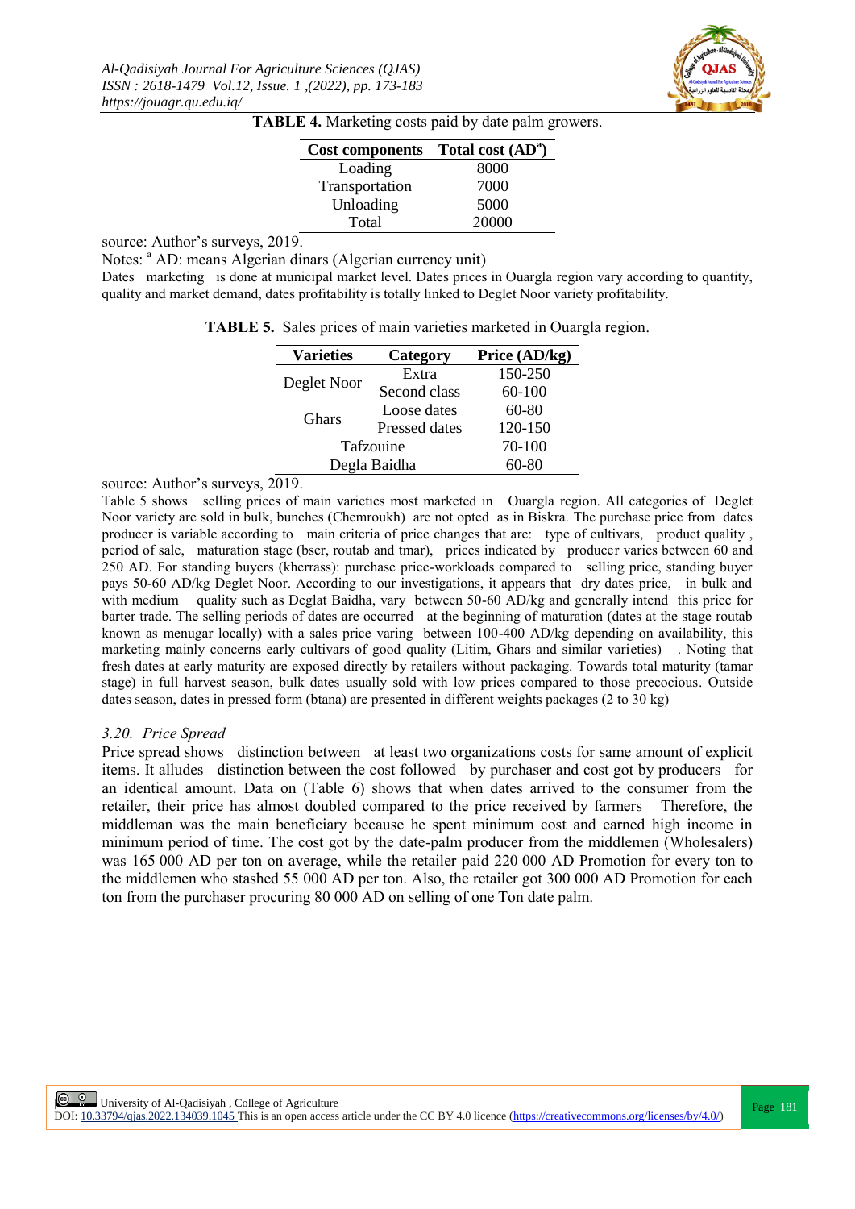**TABLE 4.** Marketing costs paid by date palm growers.

| Cost components | Total cost (AD[a]) |
|---|---|
| Loading | 8000 |
| Transportation | 7000 |
| Unloading | 5000 |
| Total | 20000 |

source: Author's surveys, 2019.

Notes: [a] AD: means Algerian dinars (Algerian currency unit)

Dates marketing is done at municipal market level. Dates prices in Ouargla region vary according to quantity, quality and market demand, dates profitability is totally linked to Deglet Noor variety profitability.

**TABLE 5.** Sales prices of main varieties marketed in Ouargla region.

| Varieties | Category | Price (AD/kg) |
|---|---|---|
| Deglet Noor | Extra | 150-250 |
| | Second class | 60-100 |
| Ghars | Loose dates | 60-80 |
| | Pressed dates | 120-150 |
| Tafzouine | | 70-100 |
| Degla Baidha | | 60-80 |

source: Author's surveys, 2019.

Table 5 shows selling prices of main varieties most marketed in Ouargla region. All categories of Deglet Noor variety are sold in bulk, bunches (Chemroukh) are not opted as in Biskra. The purchase price from dates producer is variable according to main criteria of price changes that are: type of cultivars, product quality , period of sale, maturation stage (bser, routab and tmar), prices indicated by producer varies between 60 and 250 AD. For standing buyers (kherrass): purchase price-workloads compared to selling price, standing buyer pays 50-60 AD/kg Deglet Noor. According to our investigations, it appears that dry dates price, in bulk and with medium quality such as Deglat Baidha, vary between 50-60 AD/kg and generally intend this price for barter trade. The selling periods of dates are occurred at the beginning of maturation (dates at the stage routab known as menugar locally) with a sales price varing between 100-400 AD/kg depending on availability, this marketing mainly concerns early cultivars of good quality (Litim, Ghars and similar varieties) . Noting that fresh dates at early maturity are exposed directly by retailers without packaging. Towards total maturity (tamar stage) in full harvest season, bulk dates usually sold with low prices compared to those precocious. Outside dates season, dates in pressed form (btana) are presented in different weights packages (2 to 30 kg)

### *3.20. Price Spread*

Price spread shows distinction between at least two organizations costs for same amount of explicit items. It alludes distinction between the cost followed by purchaser and cost got by producers for an identical amount. Data on (Table 6) shows that when dates arrived to the consumer from the retailer, their price has almost doubled compared to the price received by farmers Therefore, the middleman was the main beneficiary because he spent minimum cost and earned high income in minimum period of time. The cost got by the date-palm producer from the middlemen (Wholesalers) was 165 000 AD per ton on average, while the retailer paid 220 000 AD Promotion for every ton to the middlemen who stashed 55 000 AD per ton. Also, the retailer got 300 000 AD Promotion for each ton from the purchaser procuring 80 000 AD on selling of one Ton date palm.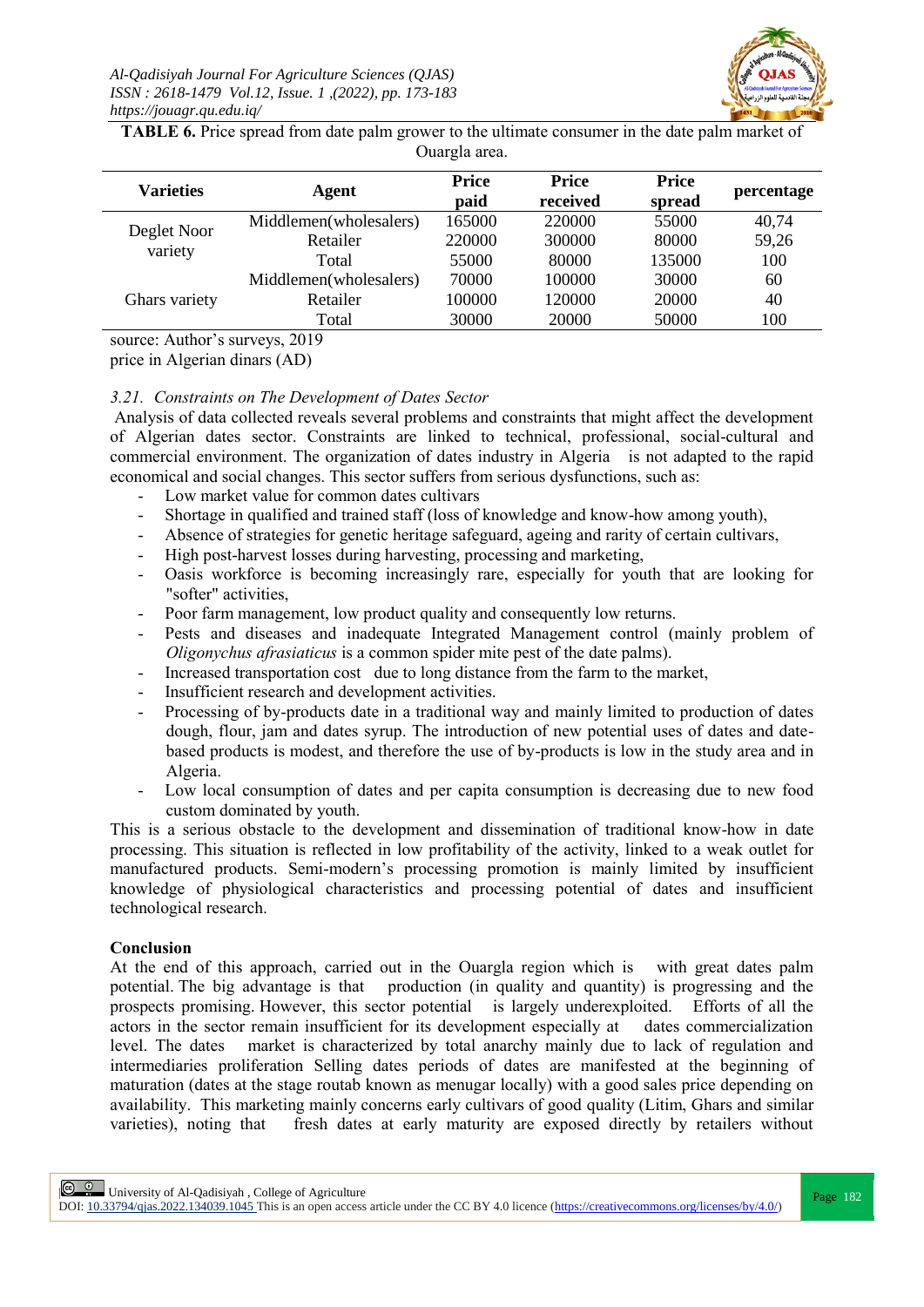**TABLE 6.** Price spread from date palm grower to the ultimate consumer in the date palm market of Ouargla area.

| Varieties | Agent | Price paid | Price received | Price spread | percentage |
|---|---|---|---|---|---|
| Deglet Noor variety | Middlemen(wholesalers) | 165000 | 220000 | 55000 | 40,74 |
| | Retailer | 220000 | 300000 | 80000 | 59,26 |
| | Total | 55000 | 80000 | 135000 | 100 |
| Ghars variety | Middlemen(wholesalers) | 70000 | 100000 | 30000 | 60 |
| | Retailer | 100000 | 120000 | 20000 | 40 |
| | Total | 30000 | 20000 | 50000 | 100 |

source: Author's surveys, 2019
price in Algerian dinars (AD)

### *3.21. Constraints on The Development of Dates Sector*

Analysis of data collected reveals several problems and constraints that might affect the development of Algerian dates sector. Constraints are linked to technical, professional, social-cultural and commercial environment. The organization of dates industry in Algeria is not adapted to the rapid economical and social changes. This sector suffers from serious dysfunctions, such as:

- Low market value for common dates cultivars
- Shortage in qualified and trained staff (loss of knowledge and know-how among youth),
- Absence of strategies for genetic heritage safeguard, ageing and rarity of certain cultivars,
- High post-harvest losses during harvesting, processing and marketing,
- Oasis workforce is becoming increasingly rare, especially for youth that are looking for "softer" activities,
- Poor farm management, low product quality and consequently low returns.
- Pests and diseases and inadequate Integrated Management control (mainly problem of *Oligonychus afrasiaticus* is a common spider mite pest of the date palms).
- Increased transportation cost due to long distance from the farm to the market,
- Insufficient research and development activities.
- Processing of by-products date in a traditional way and mainly limited to production of dates dough, flour, jam and dates syrup. The introduction of new potential uses of dates and date-based products is modest, and therefore the use of by-products is low in the study area and in Algeria.
- Low local consumption of dates and per capita consumption is decreasing due to new food custom dominated by youth.

This is a serious obstacle to the development and dissemination of traditional know-how in date processing. This situation is reflected in low profitability of the activity, linked to a weak outlet for manufactured products. Semi-modern's processing promotion is mainly limited by insufficient knowledge of physiological characteristics and processing potential of dates and insufficient technological research.

## Conclusion

At the end of this approach, carried out in the Ouargla region which is with great dates palm potential. The big advantage is that production (in quality and quantity) is progressing and the prospects promising. However, this sector potential is largely underexploited. Efforts of all the actors in the sector remain insufficient for its development especially at dates commercialization level. The dates market is characterized by total anarchy mainly due to lack of regulation and intermediaries proliferation Selling dates periods of dates are manifested at the beginning of maturation (dates at the stage routab known as menugar locally) with a good sales price depending on availability. This marketing mainly concerns early cultivars of good quality (Litim, Ghars and similar varieties), noting that fresh dates at early maturity are exposed directly by retailers without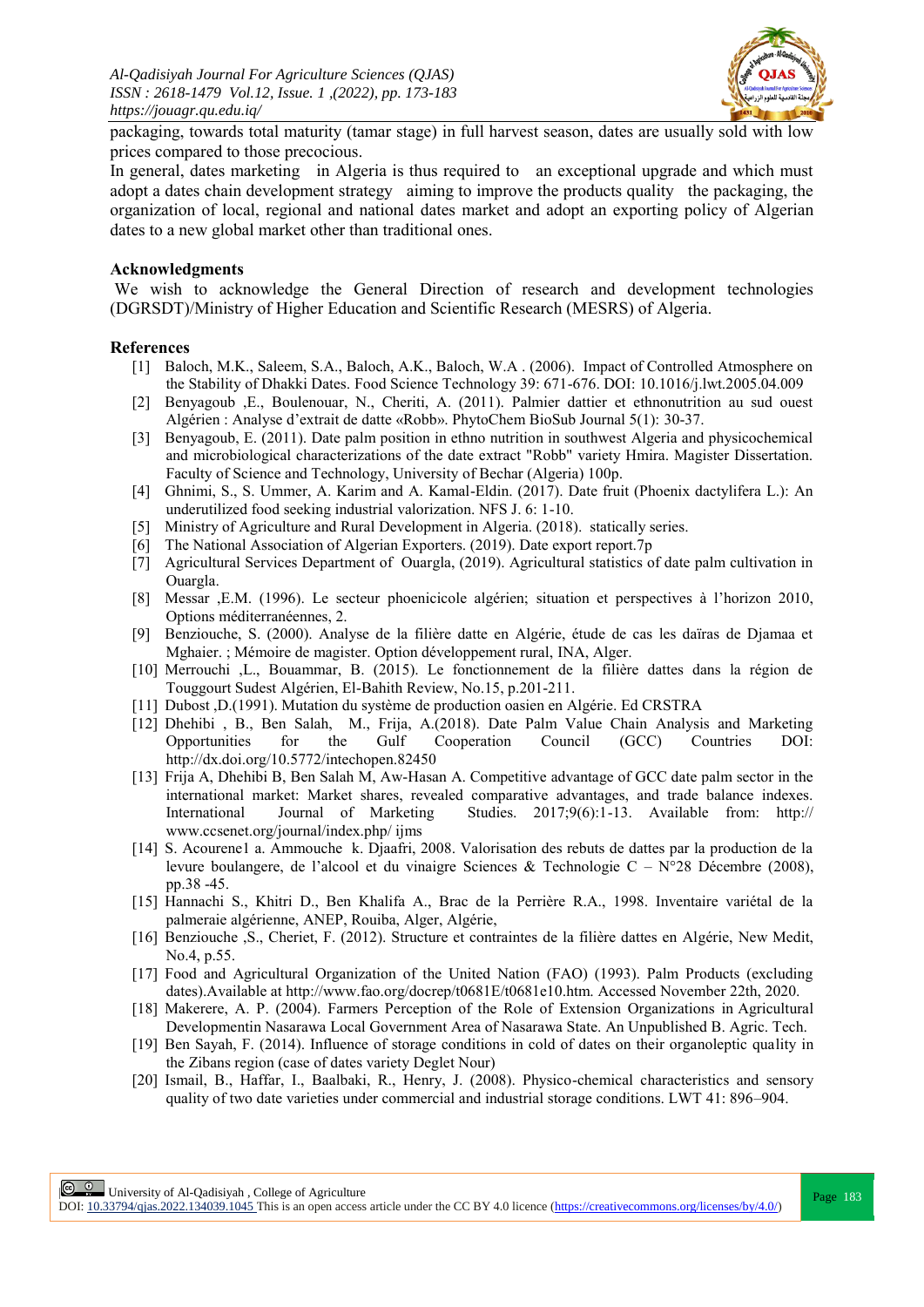packaging, towards total maturity (tamar stage) in full harvest season, dates are usually sold with low prices compared to those precocious.

In general, dates marketing in Algeria is thus required to an exceptional upgrade and which must adopt a dates chain development strategy aiming to improve the products quality the packaging, the organization of local, regional and national dates market and adopt an exporting policy of Algerian dates to a new global market other than traditional ones.

## Acknowledgments

We wish to acknowledge the General Direction of research and development technologies (DGRSDT)/Ministry of Higher Education and Scientific Research (MESRS) of Algeria.

## References

[1] Baloch, M.K., Saleem, S.A., Baloch, A.K., Baloch, W.A . (2006). Impact of Controlled Atmosphere on the Stability of Dhakki Dates. Food Science Technology 39: 671-676. DOI: 10.1016/j.lwt.2005.04.009

[2] Benyagoub ,E., Boulenouar, N., Cheriti, A. (2011). Palmier dattier et ethnonutrition au sud ouest Algérien : Analyse d'extrait de datte «Robb». PhytoChem BioSub Journal 5(1): 30-37.

[3] Benyagoub, E. (2011). Date palm position in ethno nutrition in southwest Algeria and physicochemical and microbiological characterizations of the date extract "Robb" variety Hmira. Magister Dissertation. Faculty of Science and Technology, University of Bechar (Algeria) 100p.

[4] Ghnimi, S., S. Ummer, A. Karim and A. Kamal-Eldin. (2017). Date fruit (Phoenix dactylifera L.): An underutilized food seeking industrial valorization. NFS J. 6: 1-10.

[5] Ministry of Agriculture and Rural Development in Algeria. (2018). statically series.

[6] The National Association of Algerian Exporters. (2019). Date export report.7p

[7] Agricultural Services Department of Ouargla, (2019). Agricultural statistics of date palm cultivation in Ouargla.

[8] Messar ,E.M. (1996). Le secteur phoenicicole algérien; situation et perspectives à l'horizon 2010, Options méditerranéennes, 2.

[9] Benziouche, S. (2000). Analyse de la filière datte en Algérie, étude de cas les daïras de Djamaa et Mghaier. ; Mémoire de magister. Option développement rural, INA, Alger.

[10] Merrouchi ,L., Bouammar, B. (2015). Le fonctionnement de la filière dattes dans la région de Touggourt Sudest Algérien, El-Bahith Review, No.15, p.201-211.

[11] Dubost ,D.(1991). Mutation du système de production oasien en Algérie. Ed CRSTRA

[12] Dhehibi , B., Ben Salah, M., Frija, A.(2018). Date Palm Value Chain Analysis and Marketing Opportunities for the Gulf Cooperation Council (GCC) Countries DOI: http://dx.doi.org/10.5772/intechopen.82450

[13] Frija A, Dhehibi B, Ben Salah M, Aw-Hasan A. Competitive advantage of GCC date palm sector in the international market: Market shares, revealed comparative advantages, and trade balance indexes. International Journal of Marketing Studies. 2017;9(6):1-13. Available from: http:// www.ccsenet.org/journal/index.php/ ijms

[14] S. Acourene1 a. Ammouche k. Djaafri, 2008. Valorisation des rebuts de dattes par la production de la levure boulangere, de l'alcool et du vinaigre Sciences & Technologie C – N°28 Décembre (2008), pp.38 -45.

[15] Hannachi S., Khitri D., Ben Khalifa A., Brac de la Perrière R.A., 1998. Inventaire variétal de la palmeraie algérienne, ANEP, Rouiba, Alger, Algérie,

[16] Benziouche ,S., Cheriet, F. (2012). Structure et contraintes de la filière dattes en Algérie, New Medit, No.4, p.55.

[17] Food and Agricultural Organization of the United Nation (FAO) (1993). Palm Products (excluding dates).Available at http://www.fao.org/docrep/t0681E/t0681e10.htm. Accessed November 22th, 2020.

[18] Makerere, A. P. (2004). Farmers Perception of the Role of Extension Organizations in Agricultural Developmentin Nasarawa Local Government Area of Nasarawa State. An Unpublished B. Agric. Tech.

[19] Ben Sayah, F. (2014). Influence of storage conditions in cold of dates on their organoleptic quality in the Zibans region (case of dates variety Deglet Nour)

[20] Ismail, B., Haffar, I., Baalbaki, R., Henry, J. (2008). Physico-chemical characteristics and sensory quality of two date varieties under commercial and industrial storage conditions. LWT 41: 896–904.